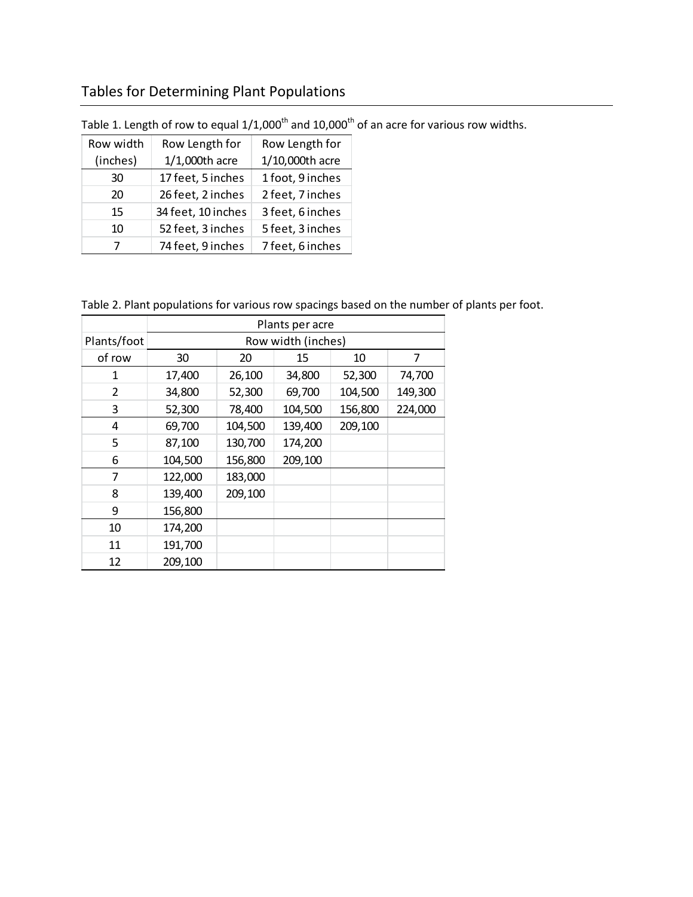# Tables for Determining Plant Populations

Table 1. Length of row to equal 1/1,000th and 10,000th of an acre for various row widths.

| Row width (inches) | Row Length for 1/1,000th acre | Row Length for 1/10,000th acre |
|---|---|---|
| 30 | 17 feet, 5 inches | 1 foot, 9 inches |
| 20 | 26 feet, 2 inches | 2 feet, 7 inches |
| 15 | 34 feet, 10 inches | 3 feet, 6 inches |
| 10 | 52 feet, 3 inches | 5 feet, 3 inches |
| 7 | 74 feet, 9 inches | 7 feet, 6 inches |

Table 2. Plant populations for various row spacings based on the number of plants per foot.

| | Plants per acre | | | | |
|---|---|---|---|---|---|
| Plants/foot | Row width (inches) | | | | |
| of row | 30 | 20 | 15 | 10 | 7 |
| 1 | 17,400 | 26,100 | 34,800 | 52,300 | 74,700 |
| 2 | 34,800 | 52,300 | 69,700 | 104,500 | 149,300 |
| 3 | 52,300 | 78,400 | 104,500 | 156,800 | 224,000 |
| 4 | 69,700 | 104,500 | 139,400 | 209,100 | |
| 5 | 87,100 | 130,700 | 174,200 | | |
| 6 | 104,500 | 156,800 | 209,100 | | |
| 7 | 122,000 | 183,000 | | | |
| 8 | 139,400 | 209,100 | | | |
| 9 | 156,800 | | | | |
| 10 | 174,200 | | | | |
| 11 | 191,700 | | | | |
| 12 | 209,100 | | | | |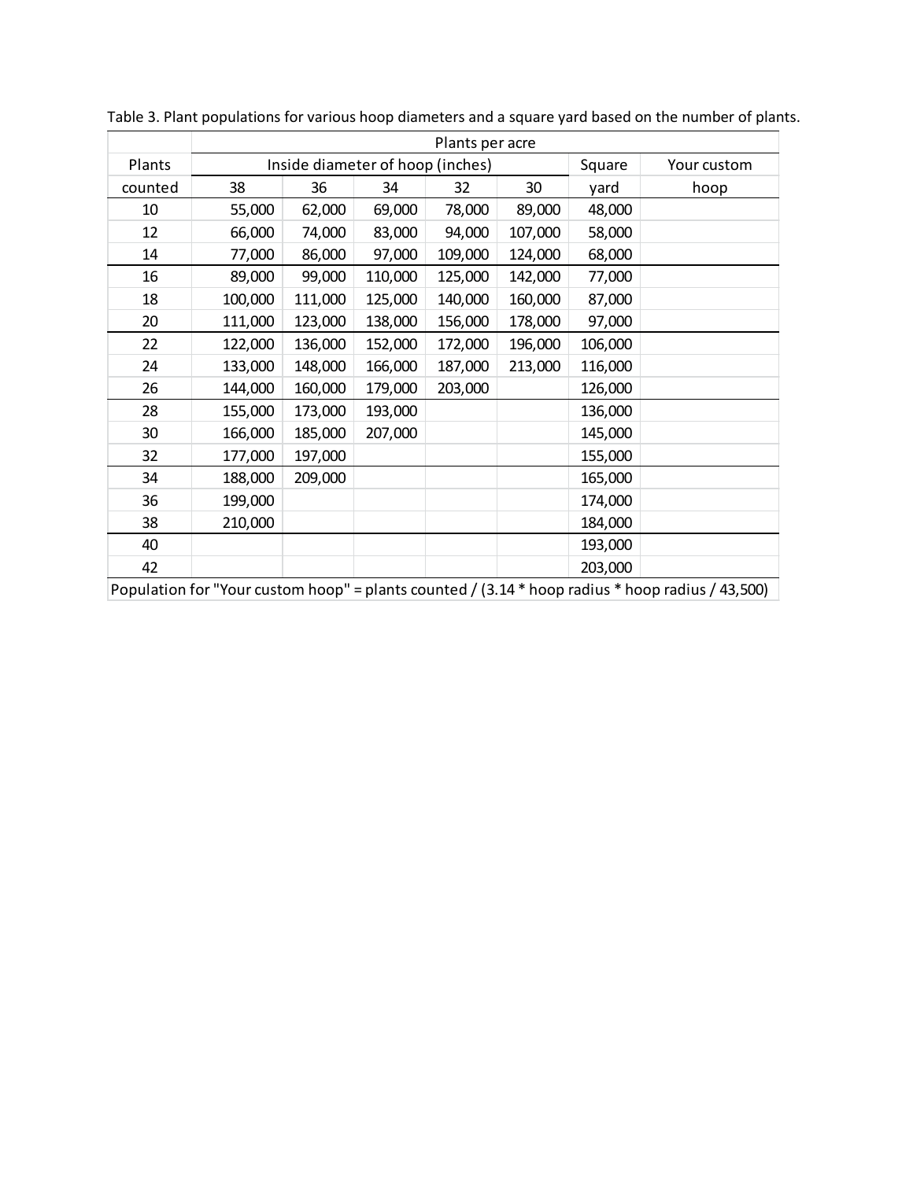Table 3. Plant populations for various hoop diameters and a square yard based on the number of plants.

| | Plants per acre | | | | | | |
|---|---|---|---|---|---|---|---|
| Plants | Inside diameter of hoop (inches) | | | | | Square | Your custom |
| counted | 38 | 36 | 34 | 32 | 30 | yard | hoop |
| 10 | 55,000 | 62,000 | 69,000 | 78,000 | 89,000 | 48,000 | |
| 12 | 66,000 | 74,000 | 83,000 | 94,000 | 107,000 | 58,000 | |
| 14 | 77,000 | 86,000 | 97,000 | 109,000 | 124,000 | 68,000 | |
| 16 | 89,000 | 99,000 | 110,000 | 125,000 | 142,000 | 77,000 | |
| 18 | 100,000 | 111,000 | 125,000 | 140,000 | 160,000 | 87,000 | |
| 20 | 111,000 | 123,000 | 138,000 | 156,000 | 178,000 | 97,000 | |
| 22 | 122,000 | 136,000 | 152,000 | 172,000 | 196,000 | 106,000 | |
| 24 | 133,000 | 148,000 | 166,000 | 187,000 | 213,000 | 116,000 | |
| 26 | 144,000 | 160,000 | 179,000 | 203,000 | | 126,000 | |
| 28 | 155,000 | 173,000 | 193,000 | | | 136,000 | |
| 30 | 166,000 | 185,000 | 207,000 | | | 145,000 | |
| 32 | 177,000 | 197,000 | | | | 155,000 | |
| 34 | 188,000 | 209,000 | | | | 165,000 | |
| 36 | 199,000 | | | | | 174,000 | |
| 38 | 210,000 | | | | | 184,000 | |
| 40 | | | | | | 193,000 | |
| 42 | | | | | | 203,000 | |

Population for "Your custom hoop" = plants counted / (3.14 * hoop radius * hoop radius / 43,500)